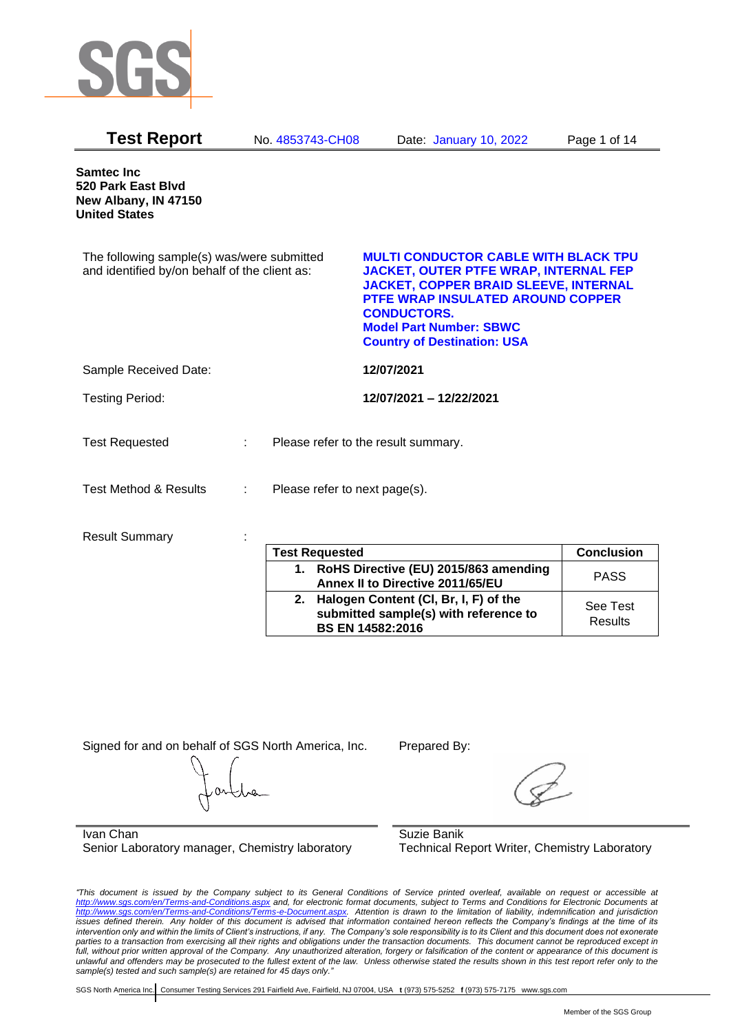# Test Report

No. 4853743-CH08 Date: January 10, 2022

**Samtec Inc**
**520 Park East Blvd**
**New Albany, IN 47150**
**United States**

The following sample(s) was/were submitted and identified by/on behalf of the client as:

**MULTI CONDUCTOR CABLE WITH BLACK TPU JACKET, OUTER PTFE WRAP, INTERNAL FEP JACKET, COPPER BRAID SLEEVE, INTERNAL PTFE WRAP INSULATED AROUND COPPER CONDUCTORS.**
**Model Part Number: SBWC**
**Country of Destination: USA**

Sample Received Date: **12/07/2021**

Testing Period: **12/07/2021 – 12/22/2021**

Test Requested : Please refer to the result summary.

Test Method & Results : Please refer to next page(s).

Result Summary :

| Test Requested | Conclusion |
|---|---|
| **1. RoHS Directive (EU) 2015/863 amending Annex II to Directive 2011/65/EU** | PASS |
| **2. Halogen Content (Cl, Br, I, F) of the submitted sample(s) with reference to BS EN 14582:2016** | See Test Results |

Signed for and on behalf of SGS North America, Inc.

Ivan Chan
Senior Laboratory manager, Chemistry laboratory

Prepared By:

Suzie Banik
Technical Report Writer, Chemistry Laboratory

*"This document is issued by the Company subject to its General Conditions of Service printed overleaf, available on request or accessible at http://www.sgs.com/en/Terms-and-Conditions.aspx and, for electronic format documents, subject to Terms and Conditions for Electronic Documents at http://www.sgs.com/en/Terms-and-Conditions/Terms-e-Document.aspx. Attention is drawn to the limitation of liability, indemnification and jurisdiction issues defined therein. Any holder of this document is advised that information contained hereon reflects the Company's findings at the time of its intervention only and within the limits of Client's instructions, if any. The Company's sole responsibility is to its Client and this document does not exonerate parties to a transaction from exercising all their rights and obligations under the transaction documents. This document cannot be reproduced except in full, without prior written approval of the Company. Any unauthorized alteration, forgery or falsification of the content or appearance of this document is unlawful and offenders may be prosecuted to the fullest extent of the law. Unless otherwise stated the results shown in this test report refer only to the sample(s) tested and such sample(s) are retained for 45 days only."*

SGS North America Inc. | Consumer Testing Services 291 Fairfield Ave, Fairfield, NJ 07004, USA t (973) 575-5252 f (973) 575-7175 www.sgs.com

Member of the SGS Group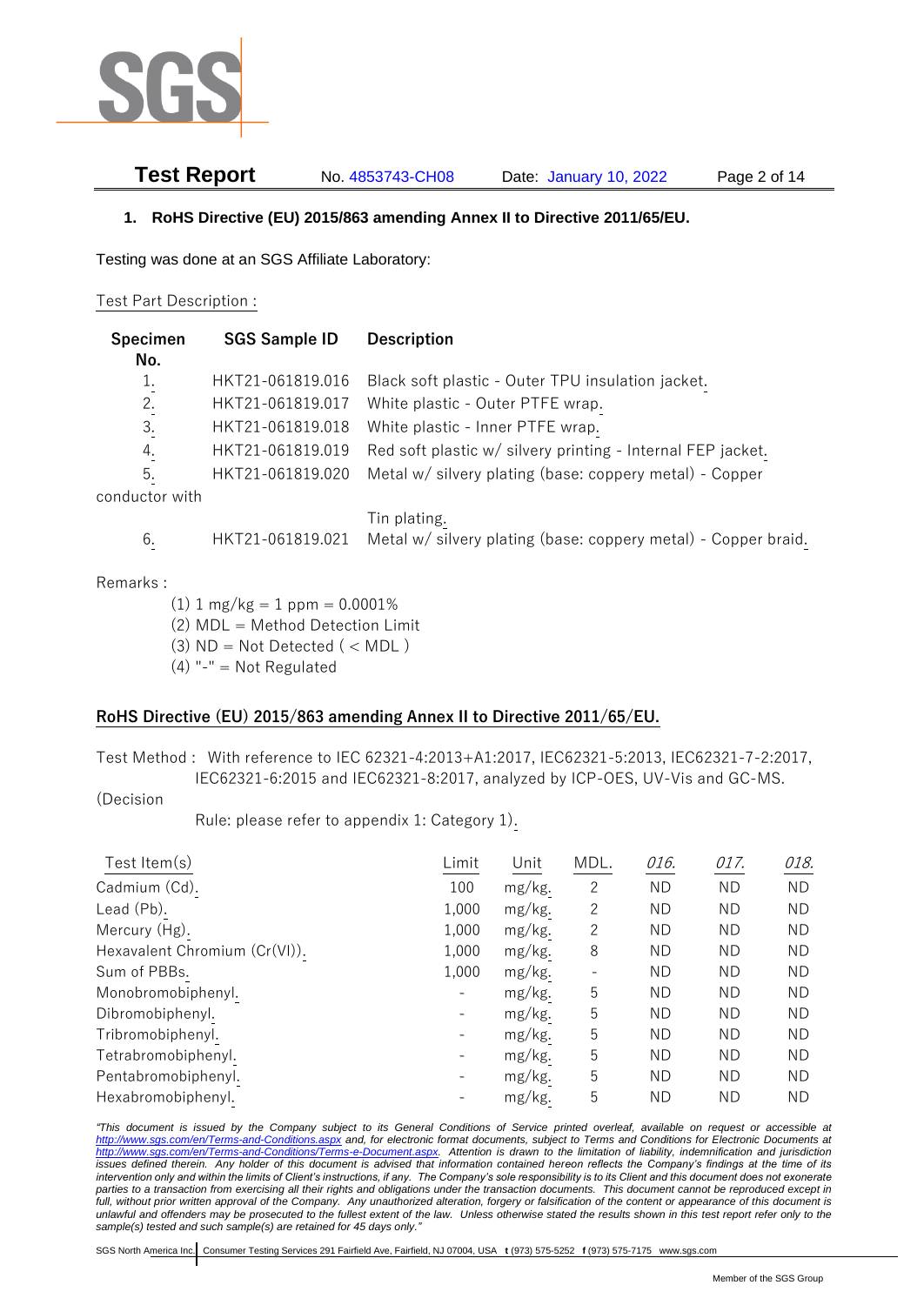## 1. RoHS Directive (EU) 2015/863 amending Annex II to Directive 2011/65/EU.

Testing was done at an SGS Affiliate Laboratory:

Test Part Description :

| Specimen No. | SGS Sample ID | Description |
|---|---|---|
| 1. | HKT21-061819.016 | Black soft plastic - Outer TPU insulation jacket. |
| 2. | HKT21-061819.017 | White plastic - Outer PTFE wrap. |
| 3. | HKT21-061819.018 | White plastic - Inner PTFE wrap. |
| 4. | HKT21-061819.019 | Red soft plastic w/ silvery printing - Internal FEP jacket. |
| 5. | HKT21-061819.020 | Metal w/ silvery plating (base: coppery metal) - Copper conductor with Tin plating. |
| 6. | HKT21-061819.021 | Metal w/ silvery plating (base: coppery metal) - Copper braid. |

Remarks :

(1) 1 mg/kg = 1 ppm = 0.0001%
(2) MDL = Method Detection Limit
(3) ND = Not Detected ( < MDL )
(4) "-" = Not Regulated

### RoHS Directive (EU) 2015/863 amending Annex II to Directive 2011/65/EU.

Test Method : With reference to IEC 62321-4:2013+A1:2017, IEC62321-5:2013, IEC62321-7-2:2017, IEC62321-6:2015 and IEC62321-8:2017, analyzed by ICP-OES, UV-Vis and GC-MS. (Decision Rule: please refer to appendix 1: Category 1).

| Test Item(s) | Limit | Unit | MDL. | *016.* | *017.* | *018.* |
|---|---|---|---|---|---|---|
| Cadmium (Cd). | 100 | mg/kg. | 2 | ND | ND | ND |
| Lead (Pb). | 1,000 | mg/kg. | 2 | ND | ND | ND |
| Mercury (Hg). | 1,000 | mg/kg. | 2 | ND | ND | ND |
| Hexavalent Chromium (Cr(VI)). | 1,000 | mg/kg. | 8 | ND | ND | ND |
| Sum of PBBs. | 1,000 | mg/kg. | - | ND | ND | ND |
| Monobromobiphenyl. | - | mg/kg. | 5 | ND | ND | ND |
| Dibromobiphenyl. | - | mg/kg. | 5 | ND | ND | ND |
| Tribromobiphenyl. | - | mg/kg. | 5 | ND | ND | ND |
| Tetrabromobiphenyl. | - | mg/kg. | 5 | ND | ND | ND |
| Pentabromobiphenyl. | - | mg/kg. | 5 | ND | ND | ND |
| Hexabromobiphenyl. | - | mg/kg. | 5 | ND | ND | ND |

*"This document is issued by the Company subject to its General Conditions of Service printed overleaf, available on request or accessible at http://www.sgs.com/en/Terms-and-Conditions.aspx and, for electronic format documents, subject to Terms and Conditions for Electronic Documents at http://www.sgs.com/en/Terms-and-Conditions/Terms-e-Document.aspx. Attention is drawn to the limitation of liability, indemnification and jurisdiction issues defined therein. Any holder of this document is advised that information contained hereon reflects the Company's findings at the time of its intervention only and within the limits of Client's instructions, if any. The Company's sole responsibility is to its Client and this document does not exonerate parties to a transaction from exercising all their rights and obligations under the transaction documents. This document cannot be reproduced except in full, without prior written approval of the Company. Any unauthorized alteration, forgery or falsification of the content or appearance of this document is unlawful and offenders may be prosecuted to the fullest extent of the law. Unless otherwise stated the results shown in this test report refer only to the sample(s) tested and such sample(s) are retained for 45 days only."*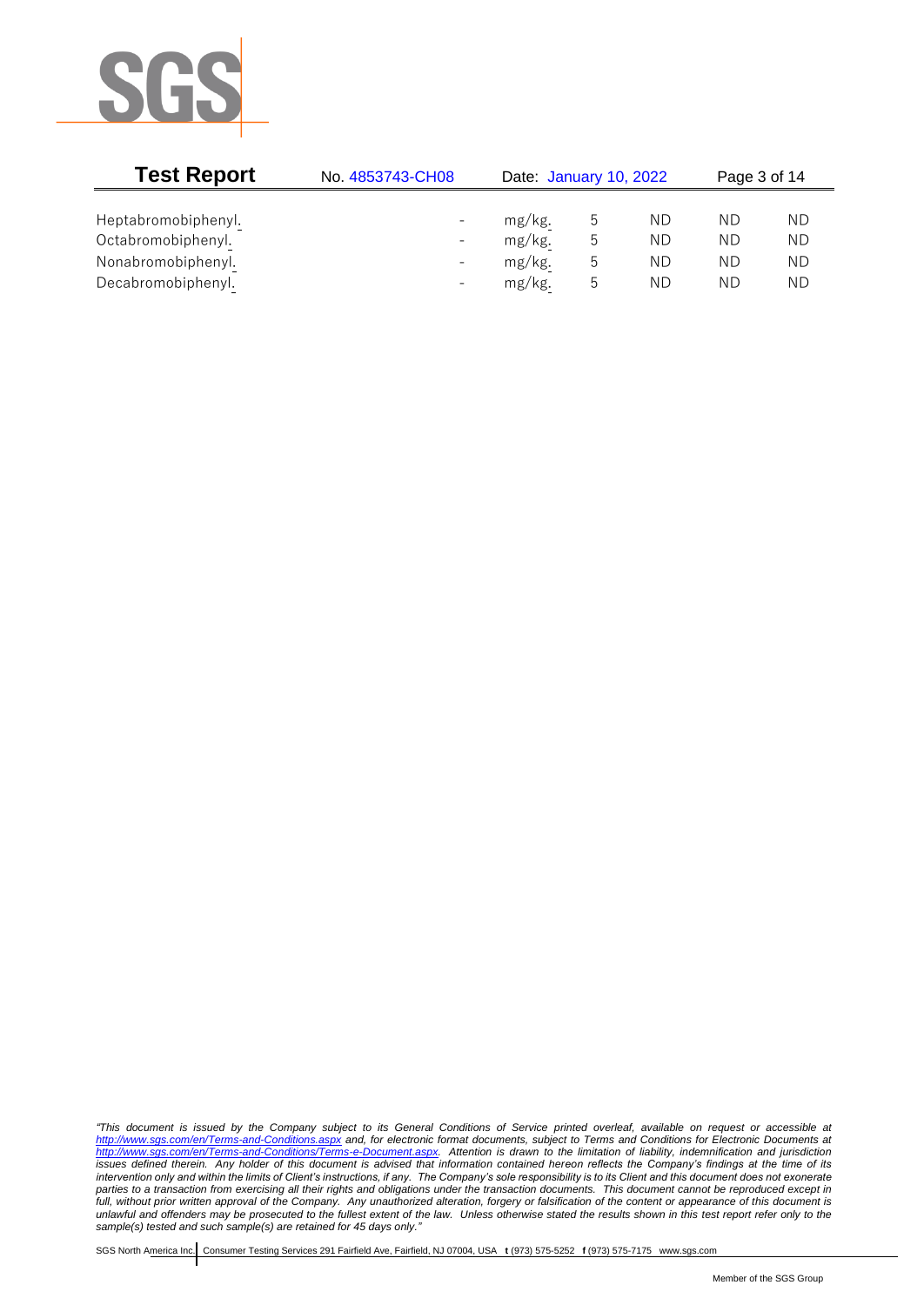| | | | | | | |
|---|---|---|---|---|---|---|
| Heptabromobiphenyl. | - | mg/kg. | 5 | ND | ND | ND |
| Octabromobiphenyl. | - | mg/kg. | 5 | ND | ND | ND |
| Nonabromobiphenyl. | - | mg/kg. | 5 | ND | ND | ND |
| Decabromobiphenyl. | - | mg/kg. | 5 | ND | ND | ND |

*"This document is issued by the Company subject to its General Conditions of Service printed overleaf, available on request or accessible at http://www.sgs.com/en/Terms-and-Conditions.aspx and, for electronic format documents, subject to Terms and Conditions for Electronic Documents at http://www.sgs.com/en/Terms-and-Conditions/Terms-e-Document.aspx. Attention is drawn to the limitation of liability, indemnification and jurisdiction issues defined therein. Any holder of this document is advised that information contained hereon reflects the Company's findings at the time of its intervention only and within the limits of Client's instructions, if any. The Company's sole responsibility is to its Client and this document does not exonerate parties to a transaction from exercising all their rights and obligations under the transaction documents. This document cannot be reproduced except in full, without prior written approval of the Company. Any unauthorized alteration, forgery or falsification of the content or appearance of this document is unlawful and offenders may be prosecuted to the fullest extent of the law. Unless otherwise stated the results shown in this test report refer only to the sample(s) tested and such sample(s) are retained for 45 days only."*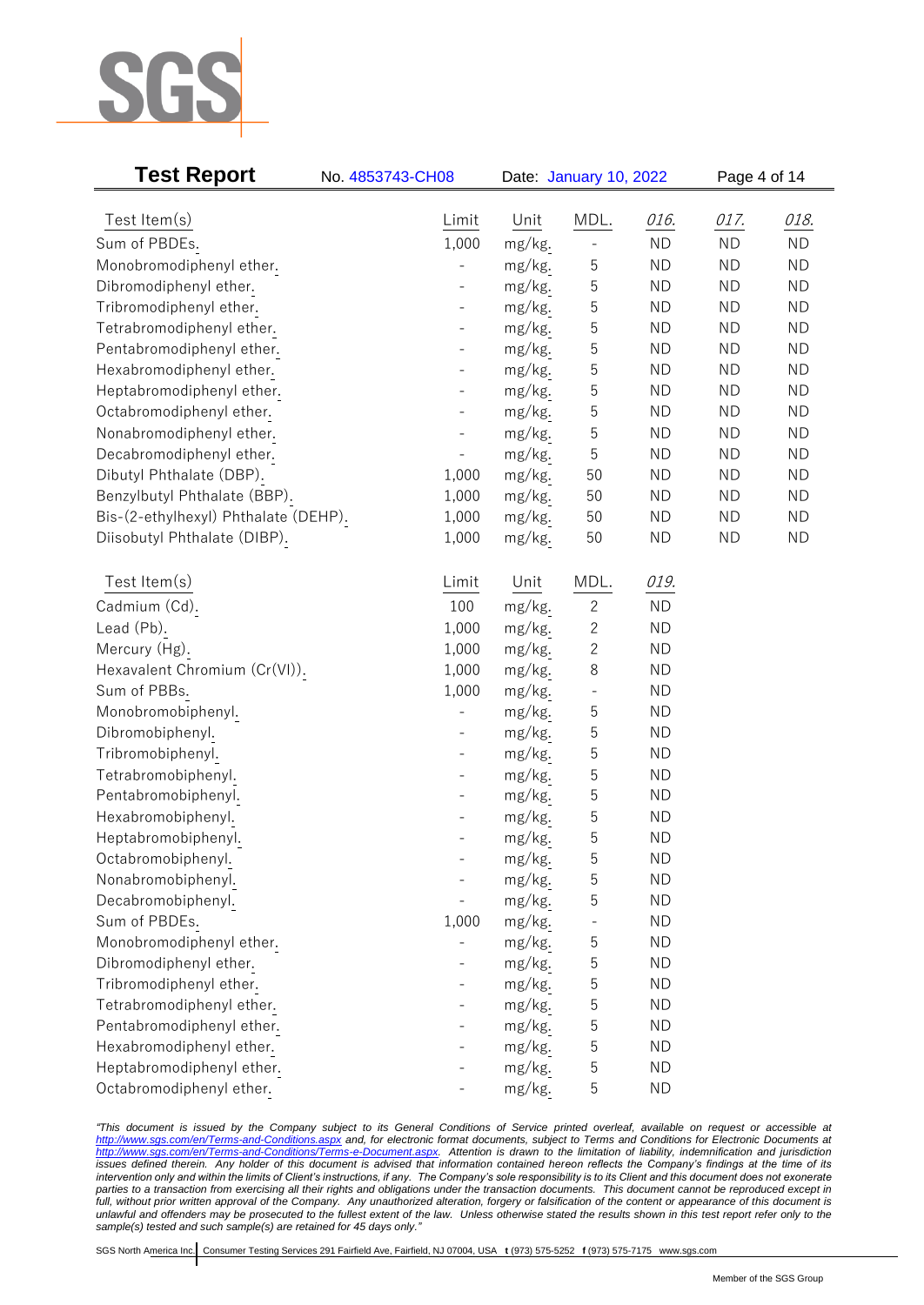| Test Item(s) | Limit | Unit | MDL. | 016. | 017. | 018. |
|---|---|---|---|---|---|---|
| Sum of PBDEs. | 1,000 | mg/kg. | - | ND | ND | ND |
| Monobromodiphenyl ether. | - | mg/kg. | 5 | ND | ND | ND |
| Dibromodiphenyl ether. | - | mg/kg. | 5 | ND | ND | ND |
| Tribromodiphenyl ether. | - | mg/kg. | 5 | ND | ND | ND |
| Tetrabromodiphenyl ether. | - | mg/kg. | 5 | ND | ND | ND |
| Pentabromodiphenyl ether. | - | mg/kg. | 5 | ND | ND | ND |
| Hexabromodiphenyl ether. | - | mg/kg. | 5 | ND | ND | ND |
| Heptabromodiphenyl ether. | - | mg/kg. | 5 | ND | ND | ND |
| Octabromodiphenyl ether. | - | mg/kg. | 5 | ND | ND | ND |
| Nonabromodiphenyl ether. | - | mg/kg. | 5 | ND | ND | ND |
| Decabromodiphenyl ether. | - | mg/kg. | 5 | ND | ND | ND |
| Dibutyl Phthalate (DBP). | 1,000 | mg/kg. | 50 | ND | ND | ND |
| Benzylbutyl Phthalate (BBP). | 1,000 | mg/kg. | 50 | ND | ND | ND |
| Bis-(2-ethylhexyl) Phthalate (DEHP). | 1,000 | mg/kg. | 50 | ND | ND | ND |
| Diisobutyl Phthalate (DIBP). | 1,000 | mg/kg. | 50 | ND | ND | ND |

| Test Item(s) | Limit | Unit | MDL. | 019. |
|---|---|---|---|---|
| Cadmium (Cd). | 100 | mg/kg. | 2 | ND |
| Lead (Pb). | 1,000 | mg/kg. | 2 | ND |
| Mercury (Hg). | 1,000 | mg/kg. | 2 | ND |
| Hexavalent Chromium (Cr(VI)). | 1,000 | mg/kg. | 8 | ND |
| Sum of PBBs. | 1,000 | mg/kg. | - | ND |
| Monobromobiphenyl. | - | mg/kg. | 5 | ND |
| Dibromobiphenyl. | - | mg/kg. | 5 | ND |
| Tribromobiphenyl. | - | mg/kg. | 5 | ND |
| Tetrabromobiphenyl. | - | mg/kg. | 5 | ND |
| Pentabromobiphenyl. | - | mg/kg. | 5 | ND |
| Hexabromobiphenyl. | - | mg/kg. | 5 | ND |
| Heptabromobiphenyl. | - | mg/kg. | 5 | ND |
| Octabromobiphenyl. | - | mg/kg. | 5 | ND |
| Nonabromobiphenyl. | - | mg/kg. | 5 | ND |
| Decabromobiphenyl. | - | mg/kg. | 5 | ND |
| Sum of PBDEs. | 1,000 | mg/kg. | - | ND |
| Monobromodiphenyl ether. | - | mg/kg. | 5 | ND |
| Dibromodiphenyl ether. | - | mg/kg. | 5 | ND |
| Tribromodiphenyl ether. | - | mg/kg. | 5 | ND |
| Tetrabromodiphenyl ether. | - | mg/kg. | 5 | ND |
| Pentabromodiphenyl ether. | - | mg/kg. | 5 | ND |
| Hexabromodiphenyl ether. | - | mg/kg. | 5 | ND |
| Heptabromodiphenyl ether. | - | mg/kg. | 5 | ND |
| Octabromodiphenyl ether. | - | mg/kg. | 5 | ND |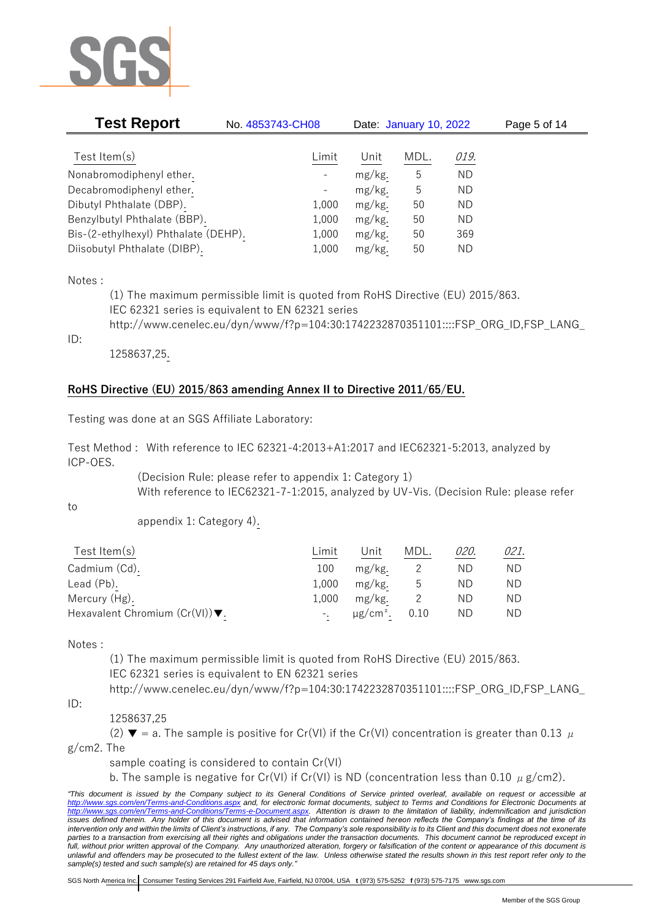| Test Item(s) | Limit | Unit | MDL. | *019.* |
|---|---|---|---|---|
| Nonabromodiphenyl ether. | - | mg/kg. | 5 | ND |
| Decabromodiphenyl ether. | - | mg/kg. | 5 | ND |
| Dibutyl Phthalate (DBP). | 1,000 | mg/kg. | 50 | ND |
| Benzylbutyl Phthalate (BBP). | 1,000 | mg/kg. | 50 | ND |
| Bis-(2-ethylhexyl) Phthalate (DEHP). | 1,000 | mg/kg. | 50 | 369 |
| Diisobutyl Phthalate (DIBP). | 1,000 | mg/kg. | 50 | ND |

Notes :

(1) The maximum permissible limit is quoted from RoHS Directive (EU) 2015/863.
IEC 62321 series is equivalent to EN 62321 series
http://www.cenelec.eu/dyn/www/f?p=104:30:1742232870351101::::FSP_ORG_ID,FSP_LANG_ID:
1258637,25.

**RoHS Directive (EU) 2015/863 amending Annex II to Directive 2011/65/EU.**

Testing was done at an SGS Affiliate Laboratory:

Test Method : With reference to IEC 62321-4:2013+A1:2017 and IEC62321-5:2013, analyzed by ICP-OES.
(Decision Rule: please refer to appendix 1: Category 1)
With reference to IEC62321-7-1:2015, analyzed by UV-Vis. (Decision Rule: please refer to appendix 1: Category 4).

| Test Item(s) | Limit | Unit | MDL. | *020.* | *021.* |
|---|---|---|---|---|---|
| Cadmium (Cd). | 100 | mg/kg. | 2 | ND | ND |
| Lead (Pb). | 1,000 | mg/kg. | 5 | ND | ND |
| Mercury (Hg). | 1,000 | mg/kg. | 2 | ND | ND |
| Hexavalent Chromium (Cr(VI))▼. | -. | μg/cm². | 0.10 | ND | ND |

Notes :

(1) The maximum permissible limit is quoted from RoHS Directive (EU) 2015/863.
IEC 62321 series is equivalent to EN 62321 series
http://www.cenelec.eu/dyn/www/f?p=104:30:1742232870351101::::FSP_ORG_ID,FSP_LANG_ID:
1258637,25

(2) ▼ = a. The sample is positive for Cr(VI) if the Cr(VI) concentration is greater than 0.13 μg/cm2. The sample coating is considered to contain Cr(VI)
b. The sample is negative for Cr(VI) if Cr(VI) is ND (concentration less than 0.10 μg/cm2).

*"This document is issued by the Company subject to its General Conditions of Service printed overleaf, available on request or accessible at http://www.sgs.com/en/Terms-and-Conditions.aspx and, for electronic format documents, subject to Terms and Conditions for Electronic Documents at http://www.sgs.com/en/Terms-and-Conditions/Terms-e-Document.aspx. Attention is drawn to the limitation of liability, indemnification and jurisdiction issues defined therein. Any holder of this document is advised that information contained hereon reflects the Company's findings at the time of its intervention only and within the limits of Client's instructions, if any. The Company's sole responsibility is to its Client and this document does not exonerate parties to a transaction from exercising all their rights and obligations under the transaction documents. This document cannot be reproduced except in full, without prior written approval of the Company. Any unauthorized alteration, forgery or falsification of the content or appearance of this document is unlawful and offenders may be prosecuted to the fullest extent of the law. Unless otherwise stated the results shown in this test report refer only to the sample(s) tested and such sample(s) are retained for 45 days only."*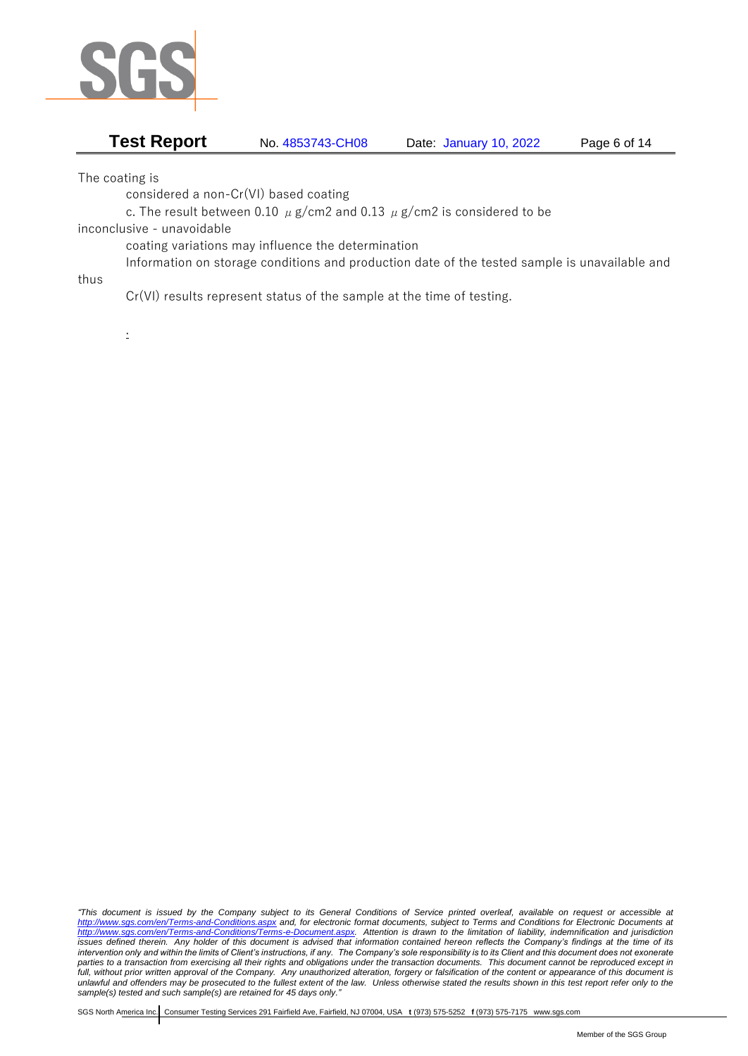The coating is

considered a non-Cr(VI) based coating

c. The result between 0.10 μg/cm2 and 0.13 μg/cm2 is considered to be

inconclusive - unavoidable

coating variations may influence the determination

Information on storage conditions and production date of the tested sample is unavailable and

thus

Cr(VI) results represent status of the sample at the time of testing.

:

*"This document is issued by the Company subject to its General Conditions of Service printed overleaf, available on request or accessible at http://www.sgs.com/en/Terms-and-Conditions.aspx and, for electronic format documents, subject to Terms and Conditions for Electronic Documents at http://www.sgs.com/en/Terms-and-Conditions/Terms-e-Document.aspx. Attention is drawn to the limitation of liability, indemnification and jurisdiction issues defined therein. Any holder of this document is advised that information contained hereon reflects the Company's findings at the time of its intervention only and within the limits of Client's instructions, if any. The Company's sole responsibility is to its Client and this document does not exonerate parties to a transaction from exercising all their rights and obligations under the transaction documents. This document cannot be reproduced except in full, without prior written approval of the Company. Any unauthorized alteration, forgery or falsification of the content or appearance of this document is unlawful and offenders may be prosecuted to the fullest extent of the law. Unless otherwise stated the results shown in this test report refer only to the sample(s) tested and such sample(s) are retained for 45 days only."*

SGS North America Inc. | Consumer Testing Services 291 Fairfield Ave, Fairfield, NJ 07004, USA **t** (973) 575-5252 **f** (973) 575-7175 www.sgs.com

Member of the SGS Group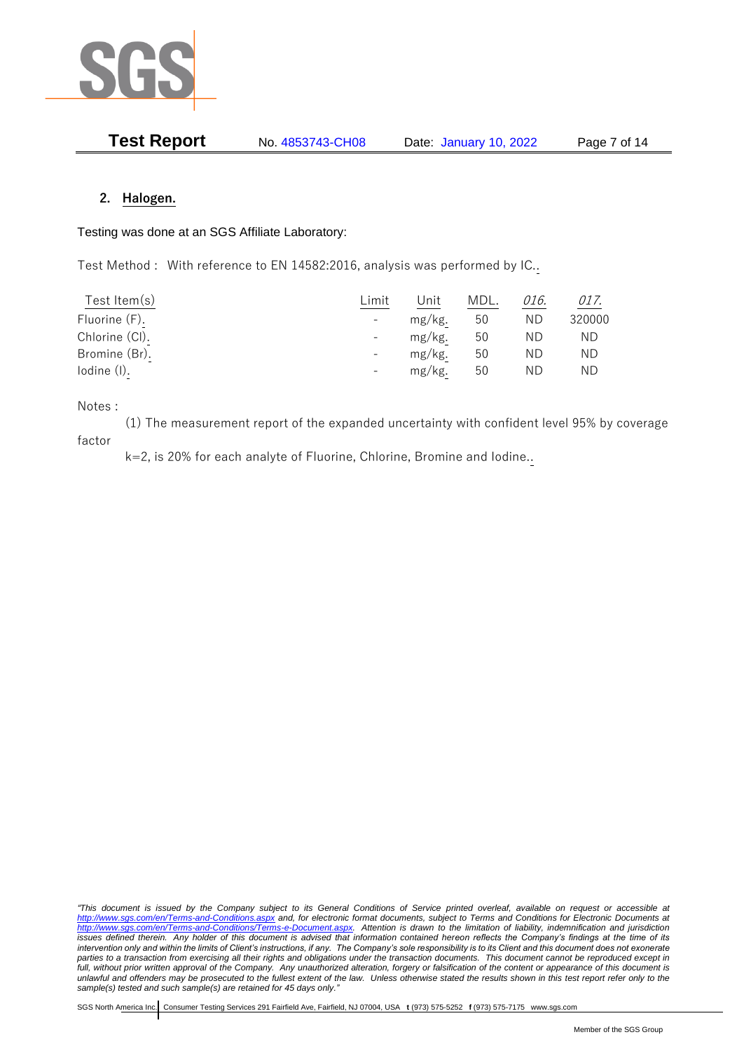## 2. Halogen.

Testing was done at an SGS Affiliate Laboratory:

Test Method : With reference to EN 14582:2016, analysis was performed by IC..

| Test Item(s) | Limit | Unit | MDL. | *016.* | *017.* |
|---|---|---|---|---|---|
| Fluorine (F). | - | mg/kg. | 50 | ND | 320000 |
| Chlorine (Cl). | - | mg/kg. | 50 | ND | ND |
| Bromine (Br). | - | mg/kg. | 50 | ND | ND |
| Iodine (I). | - | mg/kg. | 50 | ND | ND |

Notes :

(1) The measurement report of the expanded uncertainty with confident level 95% by coverage factor

k=2, is 20% for each analyte of Fluorine, Chlorine, Bromine and Iodine..

*"This document is issued by the Company subject to its General Conditions of Service printed overleaf, available on request or accessible at http://www.sgs.com/en/Terms-and-Conditions.aspx and, for electronic format documents, subject to Terms and Conditions for Electronic Documents at http://www.sgs.com/en/Terms-and-Conditions/Terms-e-Document.aspx. Attention is drawn to the limitation of liability, indemnification and jurisdiction issues defined therein. Any holder of this document is advised that information contained hereon reflects the Company's findings at the time of its intervention only and within the limits of Client's instructions, if any. The Company's sole responsibility is to its Client and this document does not exonerate parties to a transaction from exercising all their rights and obligations under the transaction documents. This document cannot be reproduced except in full, without prior written approval of the Company. Any unauthorized alteration, forgery or falsification of the content or appearance of this document is unlawful and offenders may be prosecuted to the fullest extent of the law. Unless otherwise stated the results shown in this test report refer only to the sample(s) tested and such sample(s) are retained for 45 days only."*

SGS North America Inc. Consumer Testing Services 291 Fairfield Ave, Fairfield, NJ 07004, USA t (973) 575-5252 f (973) 575-7175 www.sgs.com

Member of the SGS Group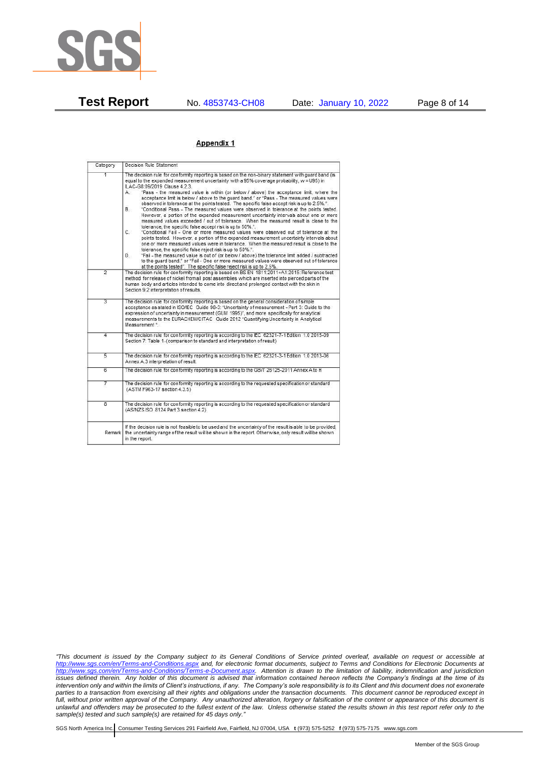## Appendix 1

| Category | Decision Rule Statement |
|---|---|
| 1 | The decision rule for conformity reporting is based on the non-binary statement with guard band (is equal to the expanded measurement uncertainty with a 95% coverage probability, w = U95) in ILAC-G8:09/2019 Clause 4.2.3.<br>A. "Pass - the measured value is within (or below / above) the acceptance limit, where the acceptance limit is below / above to the guard band." or "Pass - The measured values were observed in tolerance at the points tested. The specific false accept risk is up to 2.5%.".<br>B. "Conditional Pass - The measured values were observed in tolerance at the points tested. However, a portion of the expanded measurement uncertainty intervals about one or more measured values exceeded / out of tolerance. When the measured result is close to the tolerance, the specific false accept risk is up to 50%.".<br>C. "Conditional Fail - One or more measured values were observed out of tolerance at the points tested. However, a portion of the expanded measurement uncertainty intervals about one or more measured values were in tolerance. When the measured result is close to the tolerance, the specific false reject risk is up to 50%.".<br>D. "Fail - the measured value is out of (or below / above) the tolerance limit added / subtracted to the guard band." or "Fail - One or more measured values were observed out of tolerance at the points tested". The specific false reject risk is up to 2.5%. |
| 2 | The decision rule for conformity reporting is based on BS EN 1811:2011+A1:2015: Reference test method for release of nickel from all post assemblies which are inserted into pierced parts of the human body and articles intended to come into direct and prolonged contact with the skin in Section 9.2 interpretation of results. |
| 3 | The decision rule for conformity reporting is based on the general consideration of simple acceptance as stated in ISO/IEC Guide 98-3: "Uncertainty of measurement - Part 3: Guide to the expression of uncertainty in measurement (GUM 1995)", and more specifically for analytical measurements to the EURACHEM/CITAC Guide 2012 "Quantifying Uncertainty in Analytical Measurement ". |
| 4 | The decision rule for conformity reporting is according to the IEC 62321-7-1 Edition 1.0 2015-09 Section 7: Table 1-(comparison to standard and interpretation of result) |
| 5 | The decision rule for conformity reporting is according to the IEC 62321-3-1 Edition 1.0 2013-06 Annex A.3 interpretation of result. |
| 6 | The decision rule for conformity reporting is according to the GB/T 26125-2011 Annex A to H |
| 7 | The decision rule for conformity reporting is according to the requested specification or standard (ASTM F963-17 section 4.3.5) |
| 8 | The decision rule for conformity reporting is according to the requested specification or standard (AS/NZS ISO 8124 Part 3 section 4.2) |
| Remark | If the decision rule is not feasible to be used and the uncertainty of the result is able to be provided, the uncertainty range of the result will be shown in the report. Otherwise, only result will be shown in the report. |

*"This document is issued by the Company subject to its General Conditions of Service printed overleaf, available on request or accessible at http://www.sgs.com/en/Terms-and-Conditions.aspx and, for electronic format documents, subject to Terms and Conditions for Electronic Documents at http://www.sgs.com/en/Terms-and-Conditions/Terms-e-Document.aspx. Attention is drawn to the limitation of liability, indemnification and jurisdiction issues defined therein. Any holder of this document is advised that information contained hereon reflects the Company's findings at the time of its intervention only and within the limits of Client's instructions, if any. The Company's sole responsibility is to its Client and this document does not exonerate parties to a transaction from exercising all their rights and obligations under the transaction documents. This document cannot be reproduced except in full, without prior written approval of the Company. Any unauthorized alteration, forgery or falsification of the content or appearance of this document is unlawful and offenders may be prosecuted to the fullest extent of the law. Unless otherwise stated the results shown in this test report refer only to the sample(s) tested and such sample(s) are retained for 45 days only."*

SGS North America Inc. | Consumer Testing Services 291 Fairfield Ave, Fairfield, NJ 07004, USA **t** (973) 575-5252 **f** (973) 575-7175 www.sgs.com

Member of the SGS Group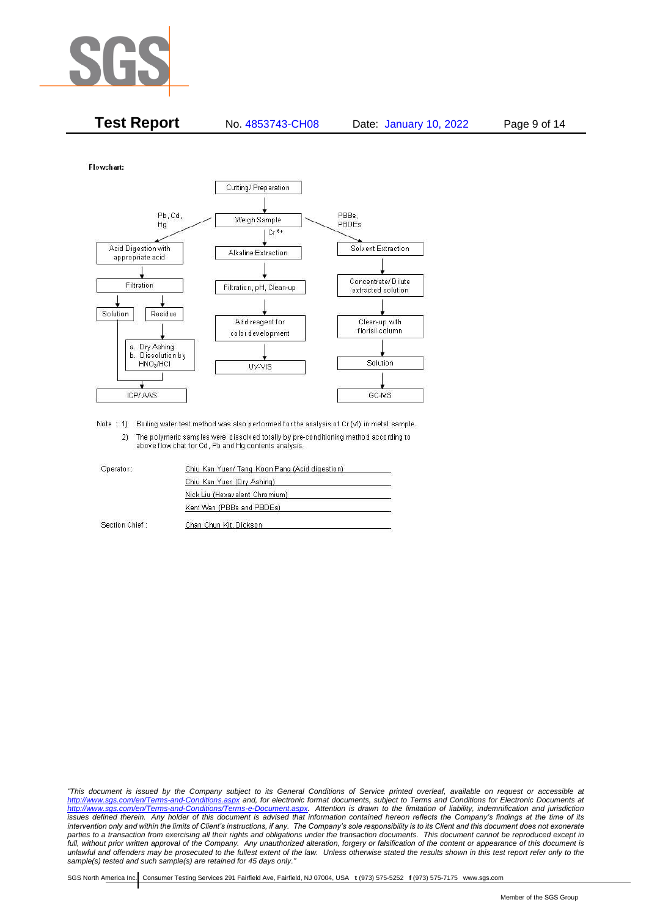**Test Report** No. 4853743-CH08 Date: January 10, 2022

Flowchart:

Cutting/ Preparation
↓
Weigh Sample

- Pb, Cd, Hg:
  - Acid Digestion with appropriate acid
  - ↓ Filtration
  - → Solution → ICP/ AAS
  - → Residue → a. Dry Ashing b. Dissolution by $HNO_3$/HCl → ICP/ AAS
- $Cr^{6+}$:
  - Alkaline Extraction
  - ↓ Filtration, pH, Clean-up
  - ↓ Add reagent for color development
  - ↓ UV-VIS
- PBBs, PBDEs:
  - Solvent Extraction
  - ↓ Concentrate/ Dilute extracted solution
  - ↓ Clean-up with florisil column
  - ↓ Solution
  - ↓ GC-MS

Note : 1) Boiling water test method was also performed for the analysis of Cr (VI) in metal sample.

2) The polymeric samples were dissolved totally by pre-conditioning method according to above flow chat for Cd, Pb and Hg contents analysis.

| | |
|---|---|
| Operator: | Chiu Kan Yuen/ Tang Koon Pang (Acid digestion) |
| | Chiu Kan Yuen (Dry Ashing) |
| | Nick Liu (Hexavalent Chromium) |
| | Kent Wan (PBBs and PBDEs) |
| Section Chief : | Chan Chun Kit, Dickson |

*"This document is issued by the Company subject to its General Conditions of Service printed overleaf, available on request or accessible at http://www.sgs.com/en/Terms-and-Conditions.aspx and, for electronic format documents, subject to Terms and Conditions for Electronic Documents at http://www.sgs.com/en/Terms-and-Conditions/Terms-e-Document.aspx. Attention is drawn to the limitation of liability, indemnification and jurisdiction issues defined therein. Any holder of this document is advised that information contained hereon reflects the Company's findings at the time of its intervention only and within the limits of Client's instructions, if any. The Company's sole responsibility is to its Client and this document does not exonerate parties to a transaction from exercising all their rights and obligations under the transaction documents. This document cannot be reproduced except in full, without prior written approval of the Company. Any unauthorized alteration, forgery or falsification of the content or appearance of this document is unlawful and offenders may be prosecuted to the fullest extent of the law. Unless otherwise stated the results shown in this test report refer only to the sample(s) tested and such sample(s) are retained for 45 days only."*

SGS North America Inc. | Consumer Testing Services 291 Fairfield Ave, Fairfield, NJ 07004, USA **t** (973) 575-5252 **f** (973) 575-7175 www.sgs.com

Member of the SGS Group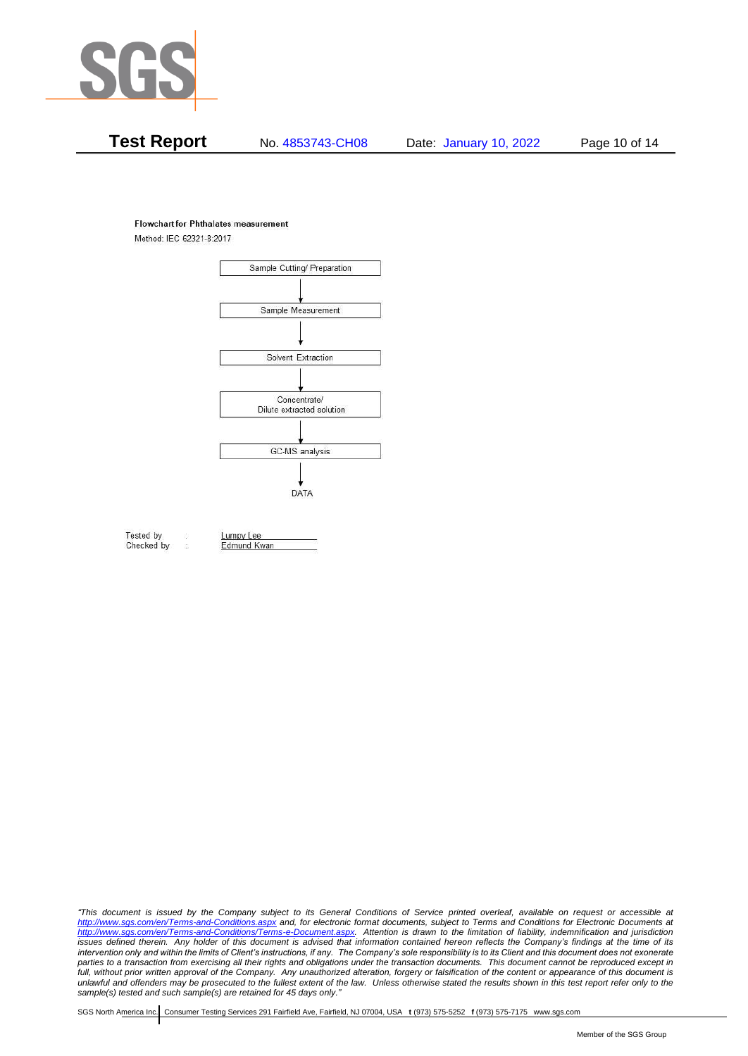**Flowchart for Phthalates measurement**

Method: IEC 62321-8:2017

Sample Cutting/ Preparation

↓

Sample Measurement

↓

Solvent Extraction

↓

Concentrate/
Dilute extracted solution

↓

GC-MS analysis

↓

DATA

Tested by : Lumpy Lee
Checked by : Edmund Kwan

*"This document is issued by the Company subject to its General Conditions of Service printed overleaf, available on request or accessible at http://www.sgs.com/en/Terms-and-Conditions.aspx and, for electronic format documents, subject to Terms and Conditions for Electronic Documents at http://www.sgs.com/en/Terms-and-Conditions/Terms-e-Document.aspx. Attention is drawn to the limitation of liability, indemnification and jurisdiction issues defined therein. Any holder of this document is advised that information contained hereon reflects the Company's findings at the time of its intervention only and within the limits of Client's instructions, if any. The Company's sole responsibility is to its Client and this document does not exonerate parties to a transaction from exercising all their rights and obligations under the transaction documents. This document cannot be reproduced except in full, without prior written approval of the Company. Any unauthorized alteration, forgery or falsification of the content or appearance of this document is unlawful and offenders may be prosecuted to the fullest extent of the law. Unless otherwise stated the results shown in this test report refer only to the sample(s) tested and such sample(s) are retained for 45 days only."*

SGS North America Inc. | Consumer Testing Services 291 Fairfield Ave, Fairfield, NJ 07004, USA **t** (973) 575-5252 **f** (973) 575-7175 www.sgs.com

Member of the SGS Group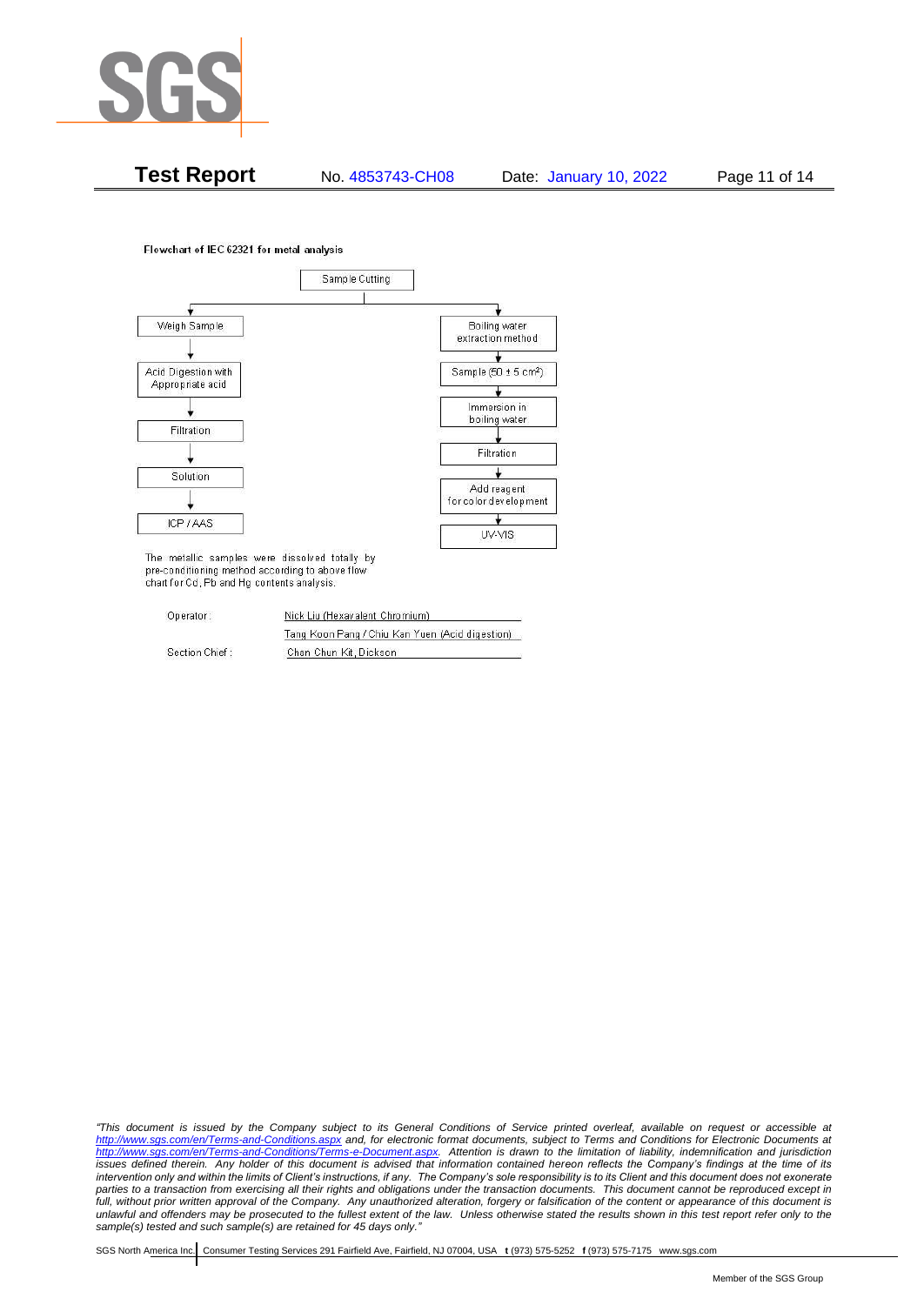**Flowchart of IEC 62321 for metal analysis**

Sample Cutting

Left branch:

- Weigh Sample
- ↓ Acid Digestion with Appropriate acid
- ↓ Filtration
- ↓ Solution
- ↓ ICP / AAS

Right branch:

- Boiling water extraction method
- ↓ Sample (50 ± 5 $cm^2$)
- ↓ Immersion in boiling water
- ↓ Filtration
- ↓ Add reagent for color development
- ↓ UV-VIS

The metallic samples were dissolved totally by pre-conditioning method according to above flow chart for Cd, Pb and Hg contents analysis.

| | |
|---|---|
| Operator: | Nick Liu (Hexavalent Chromium) |
| | Tang Koon Pang / Chiu Kan Yuen (Acid digestion) |
| Section Chief: | Chan Chun Kit, Dickson |

*"This document is issued by the Company subject to its General Conditions of Service printed overleaf, available on request or accessible at http://www.sgs.com/en/Terms-and-Conditions.aspx and, for electronic format documents, subject to Terms and Conditions for Electronic Documents at http://www.sgs.com/en/Terms-and-Conditions/Terms-e-Document.aspx. Attention is drawn to the limitation of liability, indemnification and jurisdiction issues defined therein. Any holder of this document is advised that information contained hereon reflects the Company's findings at the time of its intervention only and within the limits of Client's instructions, if any. The Company's sole responsibility is to its Client and this document does not exonerate parties to a transaction from exercising all their rights and obligations under the transaction documents. This document cannot be reproduced except in full, without prior written approval of the Company. Any unauthorized alteration, forgery or falsification of the content or appearance of this document is unlawful and offenders may be prosecuted to the fullest extent of the law. Unless otherwise stated the results shown in this test report refer only to the sample(s) tested and such sample(s) are retained for 45 days only."*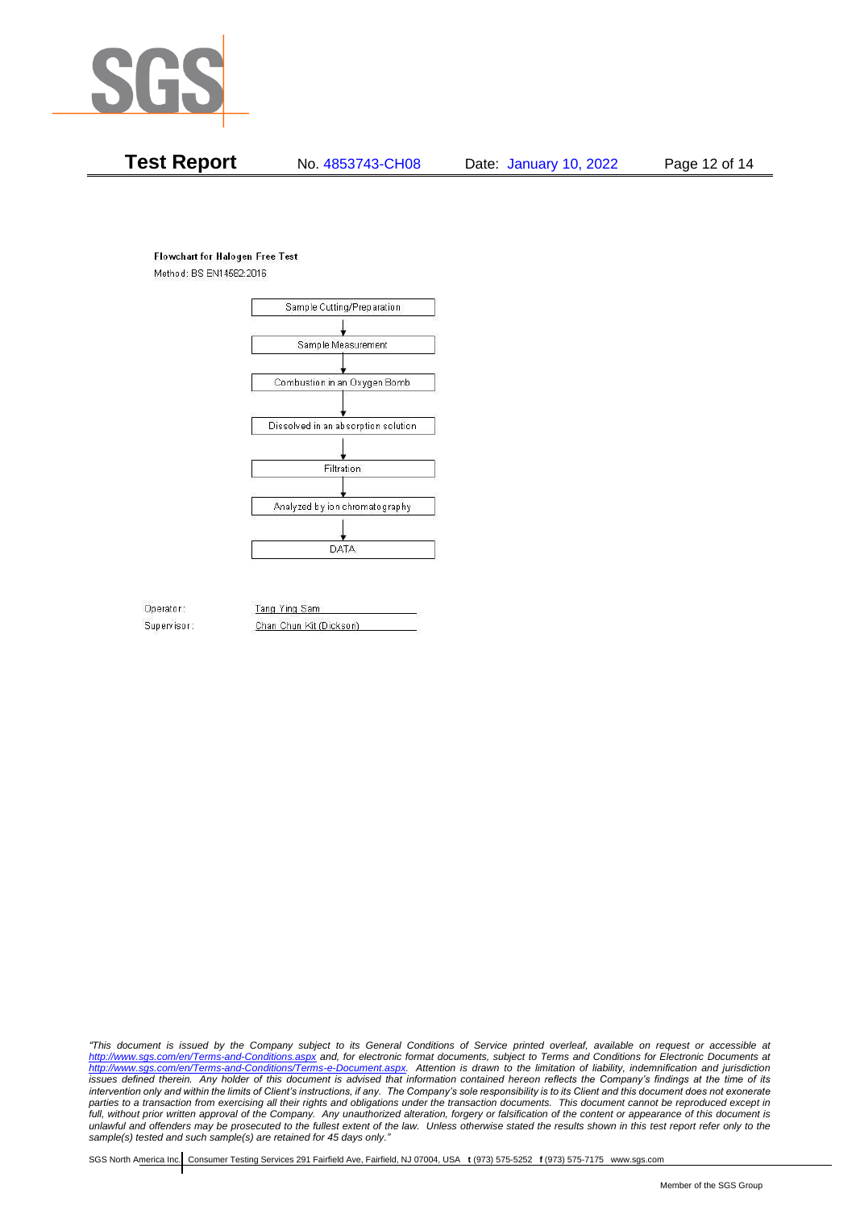**Flowchart for Halogen Free Test**

Method: BS EN14582:2016

Sample Cutting/Preparation

↓

Sample Measurement

↓

Combustion in an Oxygen Bomb

↓

Dissolved in an absorption solution

↓

Filtration

↓

Analyzed by ion chromatography

↓

DATA

Operator: Tang Ying Sam

Supervisor: Chan Chun Kit (Dickson)

*"This document is issued by the Company subject to its General Conditions of Service printed overleaf, available on request or accessible at http://www.sgs.com/en/Terms-and-Conditions.aspx and, for electronic format documents, subject to Terms and Conditions for Electronic Documents at http://www.sgs.com/en/Terms-and-Conditions/Terms-e-Document.aspx. Attention is drawn to the limitation of liability, indemnification and jurisdiction issues defined therein. Any holder of this document is advised that information contained hereon reflects the Company's findings at the time of its intervention only and within the limits of Client's instructions, if any. The Company's sole responsibility is to its Client and this document does not exonerate parties to a transaction from exercising all their rights and obligations under the transaction documents. This document cannot be reproduced except in full, without prior written approval of the Company. Any unauthorized alteration, forgery or falsification of the content or appearance of this document is unlawful and offenders may be prosecuted to the fullest extent of the law. Unless otherwise stated the results shown in this test report refer only to the sample(s) tested and such sample(s) are retained for 45 days only."*

SGS North America Inc. | Consumer Testing Services 291 Fairfield Ave, Fairfield, NJ 07004, USA **t** (973) 575-5252 **f** (973) 575-7175 www.sgs.com

Member of the SGS Group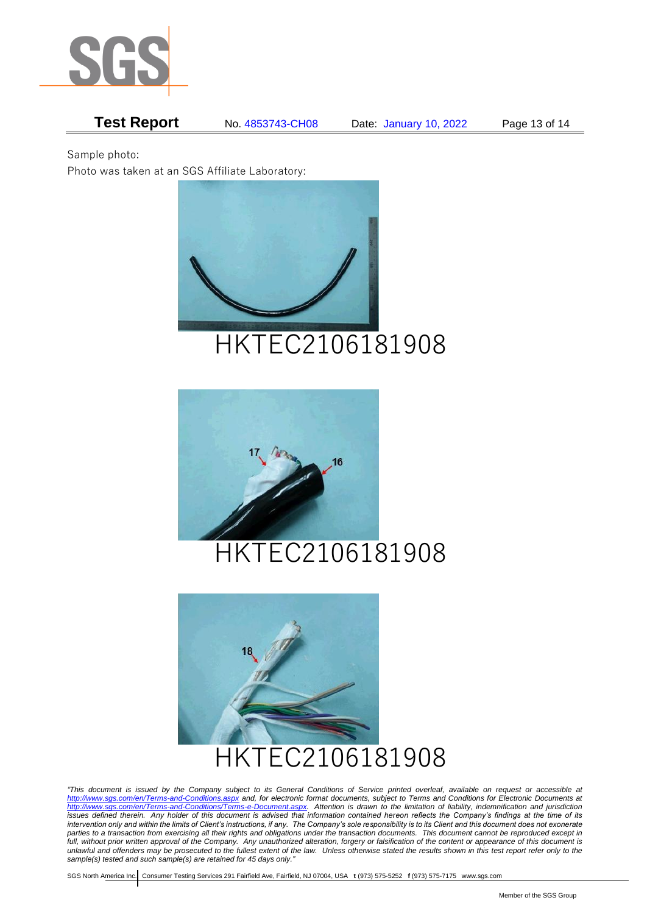Sample photo:

Photo was taken at an SGS Affiliate Laboratory:

HKTEC2106181908

HKTEC2106181908

HKTEC2106181908

*"This document is issued by the Company subject to its General Conditions of Service printed overleaf, available on request or accessible at http://www.sgs.com/en/Terms-and-Conditions.aspx and, for electronic format documents, subject to Terms and Conditions for Electronic Documents at http://www.sgs.com/en/Terms-and-Conditions/Terms-e-Document.aspx. Attention is drawn to the limitation of liability, indemnification and jurisdiction issues defined therein. Any holder of this document is advised that information contained hereon reflects the Company's findings at the time of its intervention only and within the limits of Client's instructions, if any. The Company's sole responsibility is to its Client and this document does not exonerate parties to a transaction from exercising all their rights and obligations under the transaction documents. This document cannot be reproduced except in full, without prior written approval of the Company. Any unauthorized alteration, forgery or falsification of the content or appearance of this document is unlawful and offenders may be prosecuted to the fullest extent of the law. Unless otherwise stated the results shown in this test report refer only to the sample(s) tested and such sample(s) are retained for 45 days only."*

SGS North America Inc. | Consumer Testing Services 291 Fairfield Ave, Fairfield, NJ 07004, USA **t** (973) 575-5252 **f** (973) 575-7175 www.sgs.com

Member of the SGS Group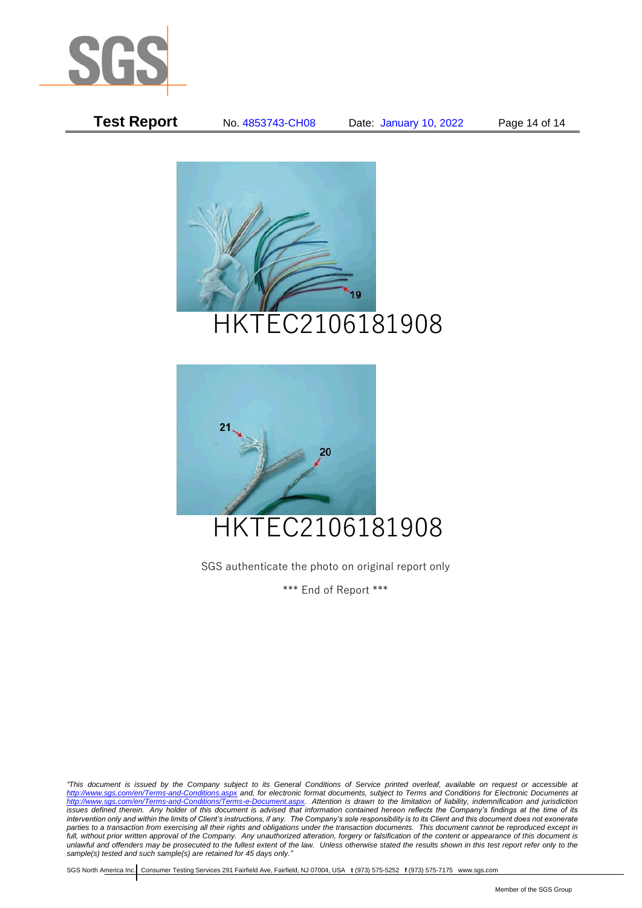HKTEC2106181908

HKTEC2106181908

SGS authenticate the photo on original report only

*** End of Report ***

*"This document is issued by the Company subject to its General Conditions of Service printed overleaf, available on request or accessible at http://www.sgs.com/en/Terms-and-Conditions.aspx and, for electronic format documents, subject to Terms and Conditions for Electronic Documents at http://www.sgs.com/en/Terms-and-Conditions/Terms-e-Document.aspx. Attention is drawn to the limitation of liability, indemnification and jurisdiction issues defined therein. Any holder of this document is advised that information contained hereon reflects the Company's findings at the time of its intervention only and within the limits of Client's instructions, if any. The Company's sole responsibility is to its Client and this document does not exonerate parties to a transaction from exercising all their rights and obligations under the transaction documents. This document cannot be reproduced except in full, without prior written approval of the Company. Any unauthorized alteration, forgery or falsification of the content or appearance of this document is unlawful and offenders may be prosecuted to the fullest extent of the law. Unless otherwise stated the results shown in this test report refer only to the sample(s) tested and such sample(s) are retained for 45 days only."*

SGS North America Inc. | Consumer Testing Services 291 Fairfield Ave, Fairfield, NJ 07004, USA **t** (973) 575-5252 **f** (973) 575-7175 www.sgs.com

Member of the SGS Group